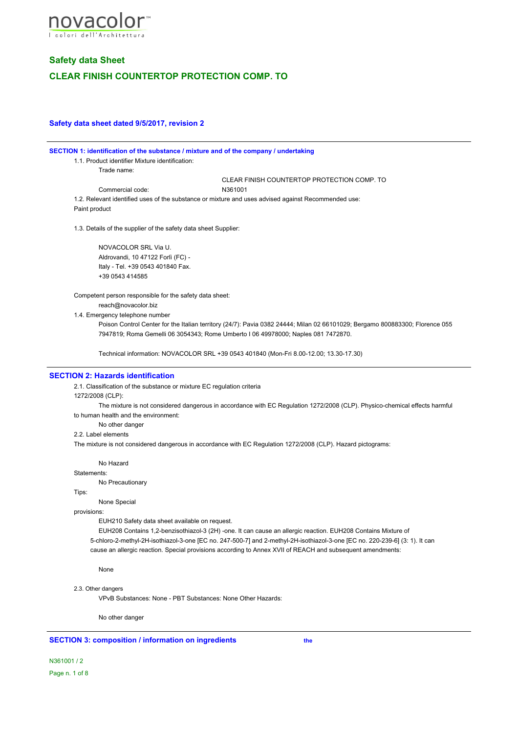novacolor™
I colori dell'Architettura

## Safety data Sheet

## CLEAR FINISH COUNTERTOP PROTECTION COMP. TO

### Safety data sheet dated 9/5/2017, revision 2

### SECTION 1: identification of the substance / mixture and of the company / undertaking

1.1. Product identifier Mixture identification:

Trade name:

CLEAR FINISH COUNTERTOP PROTECTION COMP. TO

Commercial code: N361001

1.2. Relevant identified uses of the substance or mixture and uses advised against Recommended use:

Paint product

1.3. Details of the supplier of the safety data sheet Supplier:

NOVACOLOR SRL Via U. Aldrovandi, 10 47122 Forlì (FC) - Italy - Tel. +39 0543 401840 Fax. +39 0543 414585

Competent person responsible for the safety data sheet:

reach@novacolor.biz

1.4. Emergency telephone number

Poison Control Center for the Italian territory (24/7): Pavia 0382 24444; Milan 02 66101029; Bergamo 800883300; Florence 055 7947819; Roma Gemelli 06 3054343; Rome Umberto I 06 49978000; Naples 081 7472870.

Technical information: NOVACOLOR SRL +39 0543 401840 (Mon-Fri 8.00-12.00; 13.30-17.30)

## SECTION 2: Hazards identification

2.1. Classification of the substance or mixture EC regulation criteria 1272/2008 (CLP):

The mixture is not considered dangerous in accordance with EC Regulation 1272/2008 (CLP). Physico-chemical effects harmful to human health and the environment:

No other danger

2.2. Label elements

The mixture is not considered dangerous in accordance with EC Regulation 1272/2008 (CLP). Hazard pictograms:

No Hazard

Statements:

No Precautionary

Tips:

None Special

provisions:

EUH210 Safety data sheet available on request.

EUH208 Contains 1,2-benzisothiazol-3 (2H) -one. It can cause an allergic reaction. EUH208 Contains Mixture of 5-chloro-2-methyl-2H-isothiazol-3-one [EC no. 247-500-7] and 2-methyl-2H-isothiazol-3-one [EC no. 220-239-6] (3: 1). It can cause an allergic reaction. Special provisions according to Annex XVII of REACH and subsequent amendments:

None

2.3. Other dangers

VPvB Substances: None - PBT Substances: None Other Hazards:

No other danger

### SECTION 3: composition / information on ingredients the

N361001 / 2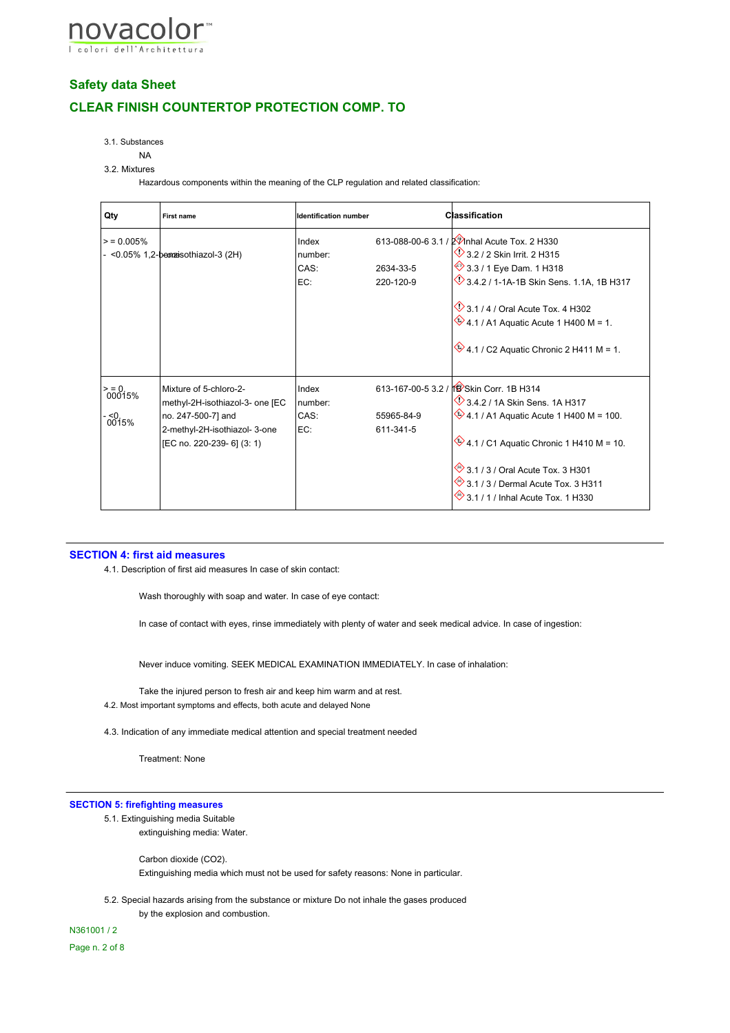## Safety data Sheet

## CLEAR FINISH COUNTERTOP PROTECTION COMP. TO

3.1. Substances

NA

3.2. Mixtures

Hazardous components within the meaning of the CLP regulation and related classification:

| Qty | First name | Identification number | | Classification |
|---|---|---|---|---|
| > = 0.005% - <0.05% | 1,2-benzisothiazol-3 (2H) | Index number:<br>CAS:<br>EC: | 613-088-00-6<br>2634-33-5<br>220-120-9 | 3.1 / 2 Inhal Acute Tox. 2 H330<br>3.2 / 2 Skin Irrit. 2 H315<br>3.3 / 1 Eye Dam. 1 H318<br>3.4.2 / 1-1A-1B Skin Sens. 1.1A, 1B H317<br>3.1 / 4 / Oral Acute Tox. 4 H302<br>4.1 / A1 Aquatic Acute 1 H400 M = 1.<br>4.1 / C2 Aquatic Chronic 2 H411 M = 1. |
| > = 0. 00015% - <0. 0015% | Mixture of 5-chloro-2-methyl-2H-isothiazol-3- one [EC no. 247-500-7] and 2-methyl-2H-isothiazol- 3-one [EC no. 220-239- 6] (3: 1) | Index number:<br>CAS:<br>EC: | 613-167-00-5<br>55965-84-9<br>611-341-5 | 3.2 / 1B Skin Corr. 1B H314<br>3.4.2 / 1A Skin Sens. 1A H317<br>4.1 / A1 Aquatic Acute 1 H400 M = 100.<br>4.1 / C1 Aquatic Chronic 1 H410 M = 10.<br>3.1 / 3 / Oral Acute Tox. 3 H301<br>3.1 / 3 / Dermal Acute Tox. 3 H311<br>3.1 / 1 / Inhal Acute Tox. 1 H330 |

## SECTION 4: first aid measures

4.1. Description of first aid measures In case of skin contact:

Wash thoroughly with soap and water. In case of eye contact:

In case of contact with eyes, rinse immediately with plenty of water and seek medical advice. In case of ingestion:

Never induce vomiting. SEEK MEDICAL EXAMINATION IMMEDIATELY. In case of inhalation:

Take the injured person to fresh air and keep him warm and at rest.

4.2. Most important symptoms and effects, both acute and delayed None

4.3. Indication of any immediate medical attention and special treatment needed

Treatment: None

## SECTION 5: firefighting measures

5.1. Extinguishing media Suitable extinguishing media: Water.

Carbon dioxide ($CO_2$).

Extinguishing media which must not be used for safety reasons: None in particular.

5.2. Special hazards arising from the substance or mixture Do not inhale the gases produced by the explosion and combustion.

N361001 / 2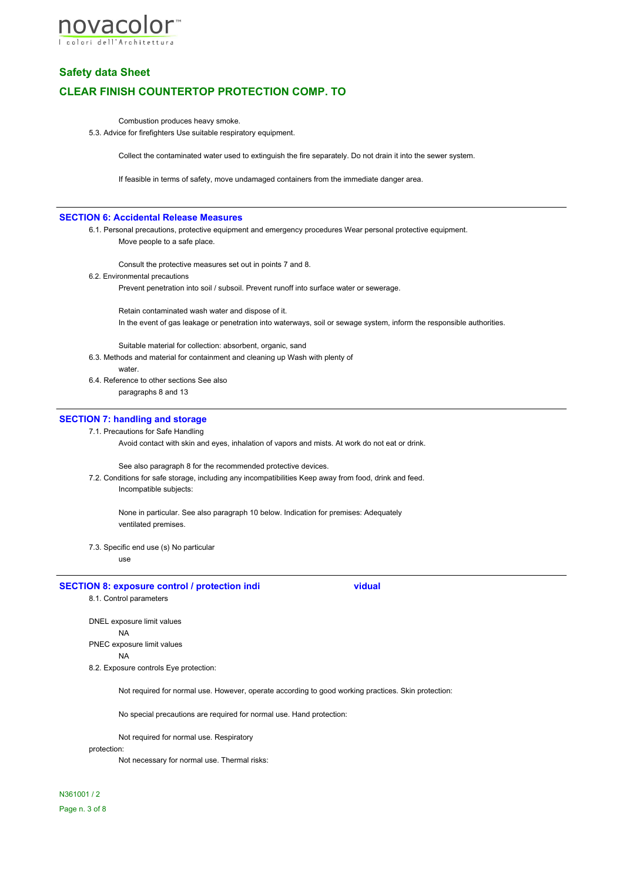Combustion produces heavy smoke.

5.3. Advice for firefighters Use suitable respiratory equipment.

Collect the contaminated water used to extinguish the fire separately. Do not drain it into the sewer system.

If feasible in terms of safety, move undamaged containers from the immediate danger area.

## SECTION 6: Accidental Release Measures

6.1. Personal precautions, protective equipment and emergency procedures Wear personal protective equipment. Move people to a safe place.

Consult the protective measures set out in points 7 and 8.

6.2. Environmental precautions

Prevent penetration into soil / subsoil. Prevent runoff into surface water or sewerage.

Retain contaminated wash water and dispose of it.

In the event of gas leakage or penetration into waterways, soil or sewage system, inform the responsible authorities.

Suitable material for collection: absorbent, organic, sand

6.3. Methods and material for containment and cleaning up Wash with plenty of water.

6.4. Reference to other sections See also paragraphs 8 and 13

## SECTION 7: handling and storage

7.1. Precautions for Safe Handling

Avoid contact with skin and eyes, inhalation of vapors and mists. At work do not eat or drink.

See also paragraph 8 for the recommended protective devices.

7.2. Conditions for safe storage, including any incompatibilities Keep away from food, drink and feed.

Incompatible subjects:

None in particular. See also paragraph 10 below. Indication for premises: Adequately ventilated premises.

7.3. Specific end use (s) No particular use

## SECTION 8: exposure control / protection individual

8.1. Control parameters

DNEL exposure limit values

NA

PNEC exposure limit values

NA

8.2. Exposure controls Eye protection:

Not required for normal use. However, operate according to good working practices. Skin protection:

No special precautions are required for normal use. Hand protection:

Not required for normal use. Respiratory protection:

Not necessary for normal use. Thermal risks: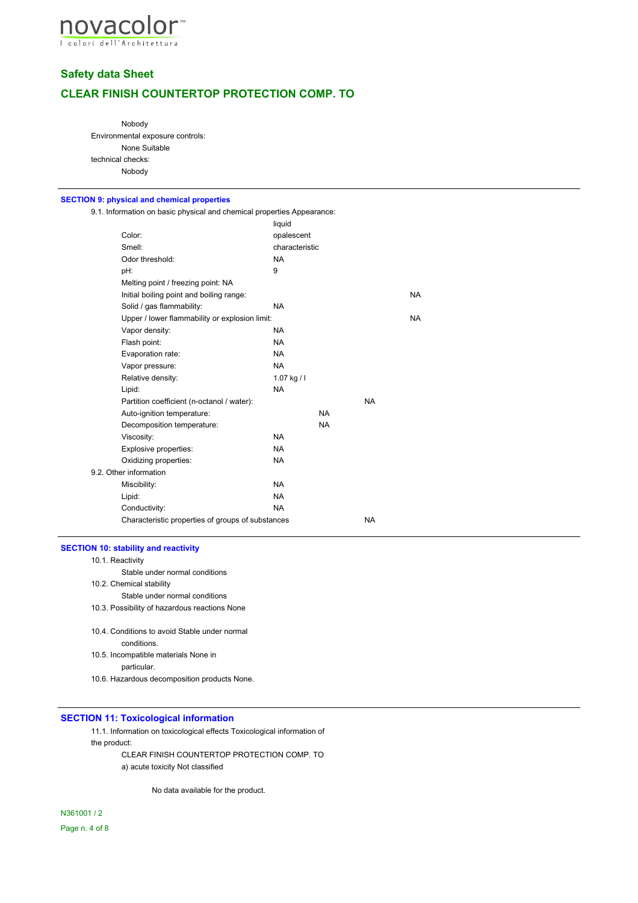Nobody

Environmental exposure controls:

None Suitable

technical checks:

Nobody

## SECTION 9: physical and chemical properties

9.1. Information on basic physical and chemical properties Appearance:

| Property | Value |
|---|---|
| | liquid |
| Color: | opalescent |
| Smell: | characteristic |
| Odor threshold: | NA |
| pH: | 9 |
| Melting point / freezing point: | NA |
| Initial boiling point and boiling range: | NA |
| Solid / gas flammability: | NA |
| Upper / lower flammability or explosion limit: | NA |
| Vapor density: | NA |
| Flash point: | NA |
| Evaporation rate: | NA |
| Vapor pressure: | NA |
| Relative density: | 1.07 kg / l |
| Lipid: | NA |
| Partition coefficient (n-octanol / water): | NA |
| Auto-ignition temperature: | NA |
| Decomposition temperature: | NA |
| Viscosity: | NA |
| Explosive properties: | NA |
| Oxidizing properties: | NA |

9.2. Other information

| Property | Value |
|---|---|
| Miscibility: | NA |
| Lipid: | NA |
| Conductivity: | NA |
| Characteristic properties of groups of substances | NA |

## SECTION 10: stability and reactivity

10.1. Reactivity

Stable under normal conditions

10.2. Chemical stability

Stable under normal conditions

10.3. Possibility of hazardous reactions None

10.4. Conditions to avoid Stable under normal conditions.

10.5. Incompatible materials None in particular.

10.6. Hazardous decomposition products None.

## SECTION 11: Toxicological information

11.1. Information on toxicological effects Toxicological information of the product:

CLEAR FINISH COUNTERTOP PROTECTION COMP. TO

a) acute toxicity Not classified

No data available for the product.

N361001 / 2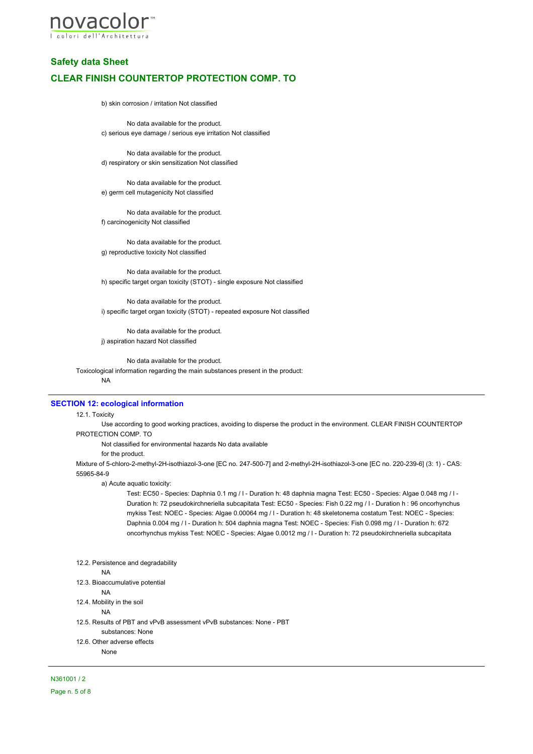b) skin corrosion / irritation Not classified

No data available for the product.

c) serious eye damage / serious eye irritation Not classified

No data available for the product.

d) respiratory or skin sensitization Not classified

No data available for the product.

e) germ cell mutagenicity Not classified

No data available for the product.

f) carcinogenicity Not classified

No data available for the product.

g) reproductive toxicity Not classified

No data available for the product.

h) specific target organ toxicity (STOT) - single exposure Not classified

No data available for the product.

i) specific target organ toxicity (STOT) - repeated exposure Not classified

No data available for the product.

j) aspiration hazard Not classified

No data available for the product.

Toxicological information regarding the main substances present in the product:

NA

## SECTION 12: ecological information

12.1. Toxicity

Use according to good working practices, avoiding to disperse the product in the environment. CLEAR FINISH COUNTERTOP PROTECTION COMP. TO

Not classified for environmental hazards No data available for the product.

Mixture of 5-chloro-2-methyl-2H-isothiazol-3-one [EC no. 247-500-7] and 2-methyl-2H-isothiazol-3-one [EC no. 220-239-6] (3: 1) - CAS: 55965-84-9

a) Acute aquatic toxicity:

Test: EC50 - Species: Daphnia 0.1 mg / l - Duration h: 48 daphnia magna Test: EC50 - Species: Algae 0.048 mg / l - Duration h: 72 pseudokirchneriella subcapitata Test: EC50 - Species: Fish 0.22 mg / l - Duration h : 96 oncorhynchus mykiss Test: NOEC - Species: Algae 0.00064 mg / l - Duration h: 48 skeletonema costatum Test: NOEC - Species: Daphnia 0.004 mg / l - Duration h: 504 daphnia magna Test: NOEC - Species: Fish 0.098 mg / l - Duration h: 672 oncorhynchus mykiss Test: NOEC - Species: Algae 0.0012 mg / l - Duration h: 72 pseudokirchneriella subcapitata

12.2. Persistence and degradability

NA

12.3. Bioaccumulative potential

NA

12.4. Mobility in the soil

NA

12.5. Results of PBT and vPvB assessment vPvB substances: None - PBT substances: None

12.6. Other adverse effects

None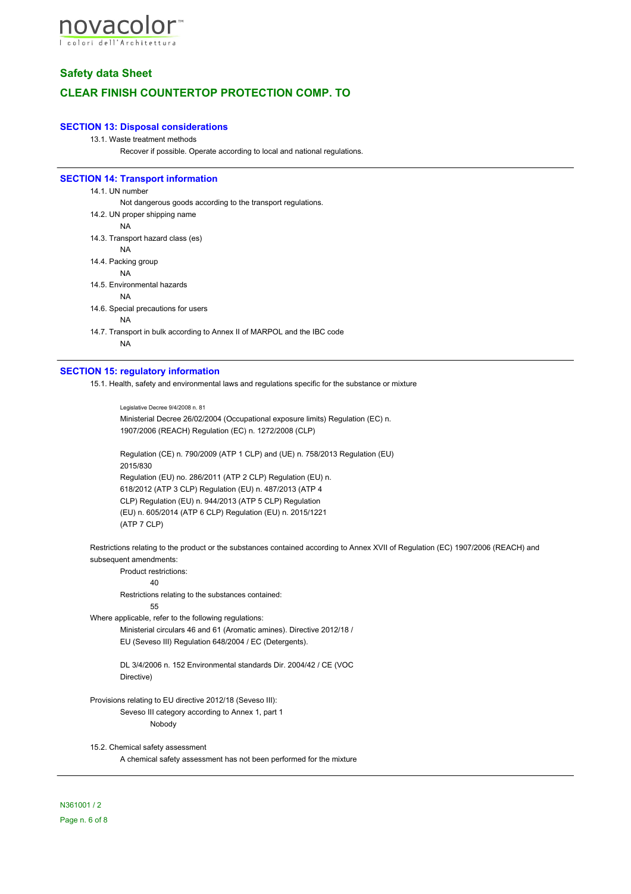## SECTION 13: Disposal considerations

13.1. Waste treatment methods

Recover if possible. Operate according to local and national regulations.

## SECTION 14: Transport information

14.1. UN number

Not dangerous goods according to the transport regulations.

14.2. UN proper shipping name

NA

14.3. Transport hazard class (es)

NA

14.4. Packing group

NA

14.5. Environmental hazards

NA

14.6. Special precautions for users

NA

14.7. Transport in bulk according to Annex II of MARPOL and the IBC code

NA

## SECTION 15: regulatory information

15.1. Health, safety and environmental laws and regulations specific for the substance or mixture

Legislative Decree 9/4/2008 n. 81
Ministerial Decree 26/02/2004 (Occupational exposure limits) Regulation (EC) n. 1907/2006 (REACH) Regulation (EC) n. 1272/2008 (CLP)

Regulation (CE) n. 790/2009 (ATP 1 CLP) and (UE) n. 758/2013 Regulation (EU) 2015/830
Regulation (EU) no. 286/2011 (ATP 2 CLP) Regulation (EU) n. 618/2012 (ATP 3 CLP) Regulation (EU) n. 487/2013 (ATP 4 CLP) Regulation (EU) n. 944/2013 (ATP 5 CLP) Regulation (EU) n. 605/2014 (ATP 6 CLP) Regulation (EU) n. 2015/1221 (ATP 7 CLP)

Restrictions relating to the product or the substances contained according to Annex XVII of Regulation (EC) 1907/2006 (REACH) and subsequent amendments:

Product restrictions:

40

Restrictions relating to the substances contained:

55

Where applicable, refer to the following regulations:

Ministerial circulars 46 and 61 (Aromatic amines). Directive 2012/18 / EU (Seveso III) Regulation 648/2004 / EC (Detergents).

DL 3/4/2006 n. 152 Environmental standards Dir. 2004/42 / CE (VOC Directive)

Provisions relating to EU directive 2012/18 (Seveso III):

Seveso III category according to Annex 1, part 1

Nobody

15.2. Chemical safety assessment

A chemical safety assessment has not been performed for the mixture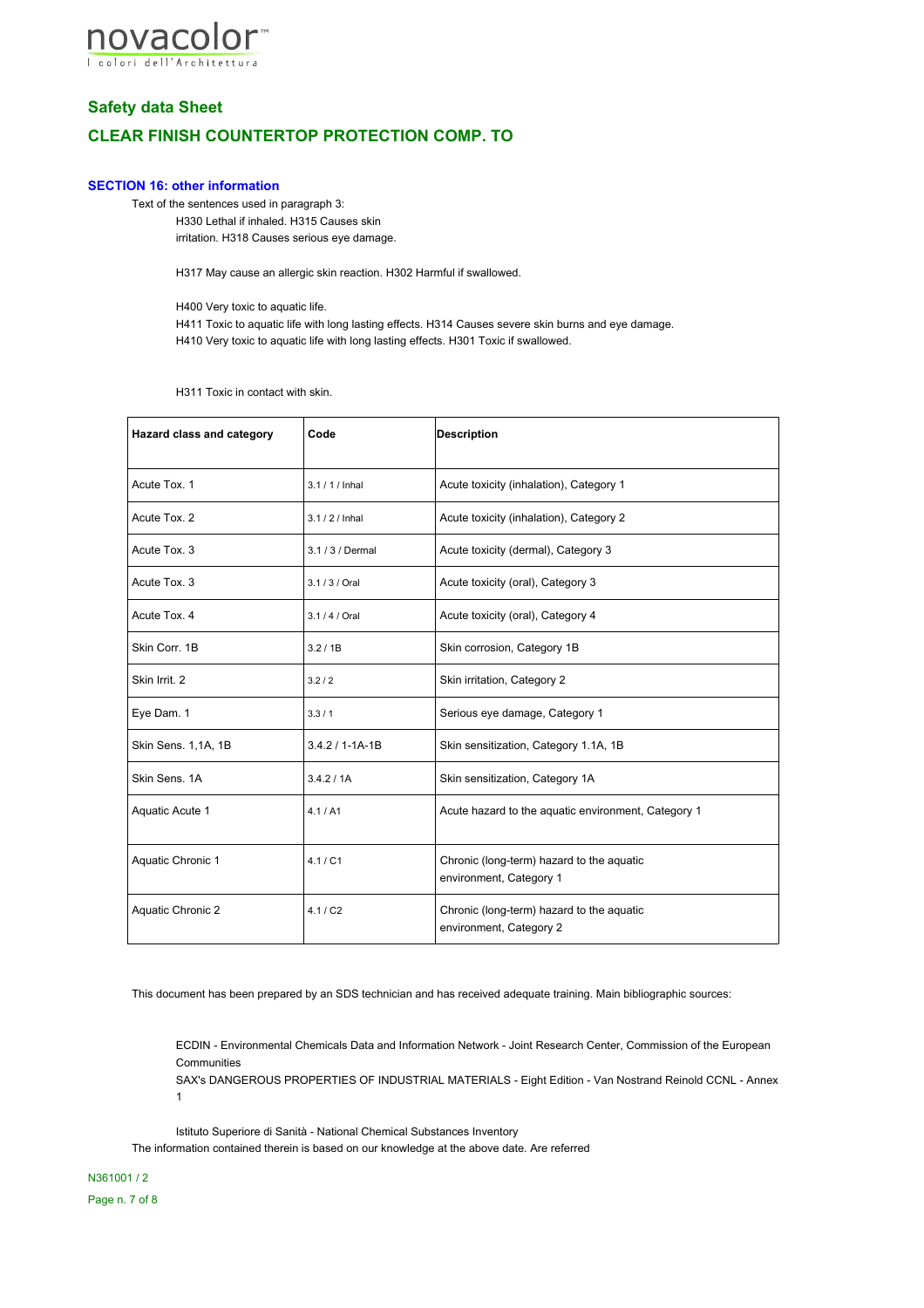# Safety data Sheet

## CLEAR FINISH COUNTERTOP PROTECTION COMP. TO

### SECTION 16: other information

Text of the sentences used in paragraph 3:

H330 Lethal if inhaled. H315 Causes skin irritation. H318 Causes serious eye damage.

H317 May cause an allergic skin reaction. H302 Harmful if swallowed.

H400 Very toxic to aquatic life.
H411 Toxic to aquatic life with long lasting effects. H314 Causes severe skin burns and eye damage.
H410 Very toxic to aquatic life with long lasting effects. H301 Toxic if swallowed.

H311 Toxic in contact with skin.

| Hazard class and category | Code | Description |
|---|---|---|
| Acute Tox. 1 | 3.1 / 1 / Inhal | Acute toxicity (inhalation), Category 1 |
| Acute Tox. 2 | 3.1 / 2 / Inhal | Acute toxicity (inhalation), Category 2 |
| Acute Tox. 3 | 3.1 / 3 / Dermal | Acute toxicity (dermal), Category 3 |
| Acute Tox. 3 | 3.1 / 3 / Oral | Acute toxicity (oral), Category 3 |
| Acute Tox. 4 | 3.1 / 4 / Oral | Acute toxicity (oral), Category 4 |
| Skin Corr. 1B | 3.2 / 1B | Skin corrosion, Category 1B |
| Skin Irrit. 2 | 3.2 / 2 | Skin irritation, Category 2 |
| Eye Dam. 1 | 3.3 / 1 | Serious eye damage, Category 1 |
| Skin Sens. 1,1A, 1B | 3.4.2 / 1-1A-1B | Skin sensitization, Category 1.1A, 1B |
| Skin Sens. 1A | 3.4.2 / 1A | Skin sensitization, Category 1A |
| Aquatic Acute 1 | 4.1 / A1 | Acute hazard to the aquatic environment, Category 1 |
| Aquatic Chronic 1 | 4.1 / C1 | Chronic (long-term) hazard to the aquatic environment, Category 1 |
| Aquatic Chronic 2 | 4.1 / C2 | Chronic (long-term) hazard to the aquatic environment, Category 2 |

This document has been prepared by an SDS technician and has received adequate training. Main bibliographic sources:

ECDIN - Environmental Chemicals Data and Information Network - Joint Research Center, Commission of the European Communities
SAX's DANGEROUS PROPERTIES OF INDUSTRIAL MATERIALS - Eight Edition - Van Nostrand Reinold CCNL - Annex 1

Istituto Superiore di Sanità - National Chemical Substances Inventory
The information contained therein is based on our knowledge at the above date. Are referred

N361001 / 2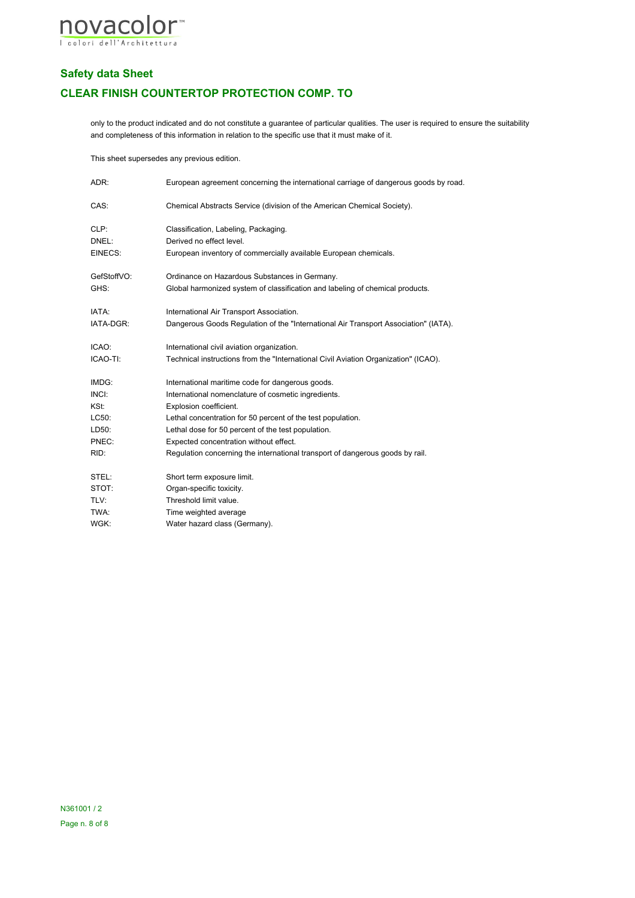only to the product indicated and do not constitute a guarantee of particular qualities. The user is required to ensure the suitability and completeness of this information in relation to the specific use that it must make of it.

This sheet supersedes any previous edition.

| | |
|---|---|
| ADR: | European agreement concerning the international carriage of dangerous goods by road. |
| CAS: | Chemical Abstracts Service (division of the American Chemical Society). |
| CLP: | Classification, Labeling, Packaging. |
| DNEL: | Derived no effect level. |
| EINECS: | European inventory of commercially available European chemicals. |
| GefStoffVO: | Ordinance on Hazardous Substances in Germany. |
| GHS: | Global harmonized system of classification and labeling of chemical products. |
| IATA: | International Air Transport Association. |
| IATA-DGR: | Dangerous Goods Regulation of the "International Air Transport Association" (IATA). |
| ICAO: | International civil aviation organization. |
| ICAO-TI: | Technical instructions from the "International Civil Aviation Organization" (ICAO). |
| IMDG: | International maritime code for dangerous goods. |
| INCI: | International nomenclature of cosmetic ingredients. |
| KSt: | Explosion coefficient. |
| LC50: | Lethal concentration for 50 percent of the test population. |
| LD50: | Lethal dose for 50 percent of the test population. |
| PNEC: | Expected concentration without effect. |
| RID: | Regulation concerning the international transport of dangerous goods by rail. |
| STEL: | Short term exposure limit. |
| STOT: | Organ-specific toxicity. |
| TLV: | Threshold limit value. |
| TWA: | Time weighted average |
| WGK: | Water hazard class (Germany). |